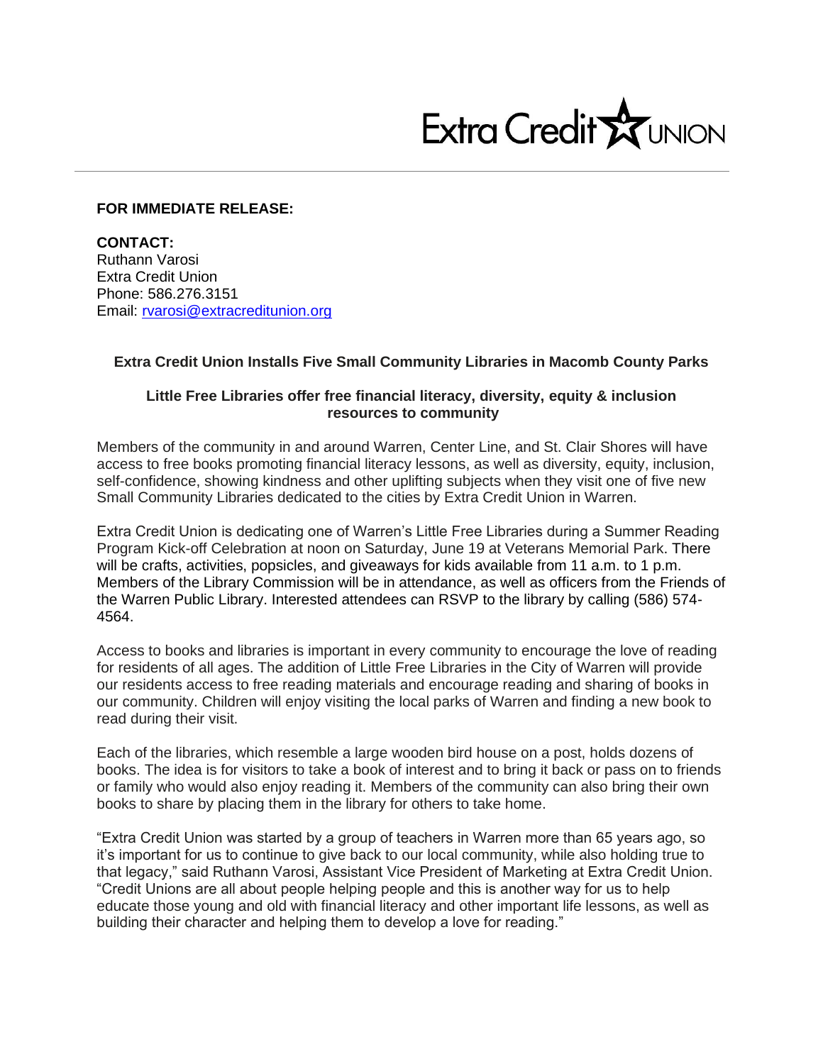Extra Credit UNION

**FOR IMMEDIATE RELEASE:**

**CONTACT:**
Ruthann Varosi
Extra Credit Union
Phone: 586.276.3151
Email: [rvarosi@extracreditunion.org](mailto:rvarosi@extracreditunion.org)

## Extra Credit Union Installs Five Small Community Libraries in Macomb County Parks

### Little Free Libraries offer free financial literacy, diversity, equity & inclusion resources to community

Members of the community in and around Warren, Center Line, and St. Clair Shores will have access to free books promoting financial literacy lessons, as well as diversity, equity, inclusion, self-confidence, showing kindness and other uplifting subjects when they visit one of five new Small Community Libraries dedicated to the cities by Extra Credit Union in Warren.

Extra Credit Union is dedicating one of Warren's Little Free Libraries during a Summer Reading Program Kick-off Celebration at noon on Saturday, June 19 at Veterans Memorial Park. There will be crafts, activities, popsicles, and giveaways for kids available from 11 a.m. to 1 p.m. Members of the Library Commission will be in attendance, as well as officers from the Friends of the Warren Public Library. Interested attendees can RSVP to the library by calling (586) 574-4564.

Access to books and libraries is important in every community to encourage the love of reading for residents of all ages. The addition of Little Free Libraries in the City of Warren will provide our residents access to free reading materials and encourage reading and sharing of books in our community. Children will enjoy visiting the local parks of Warren and finding a new book to read during their visit.

Each of the libraries, which resemble a large wooden bird house on a post, holds dozens of books. The idea is for visitors to take a book of interest and to bring it back or pass on to friends or family who would also enjoy reading it. Members of the community can also bring their own books to share by placing them in the library for others to take home.

"Extra Credit Union was started by a group of teachers in Warren more than 65 years ago, so it's important for us to continue to give back to our local community, while also holding true to that legacy," said Ruthann Varosi, Assistant Vice President of Marketing at Extra Credit Union. "Credit Unions are all about people helping people and this is another way for us to help educate those young and old with financial literacy and other important life lessons, as well as building their character and helping them to develop a love for reading."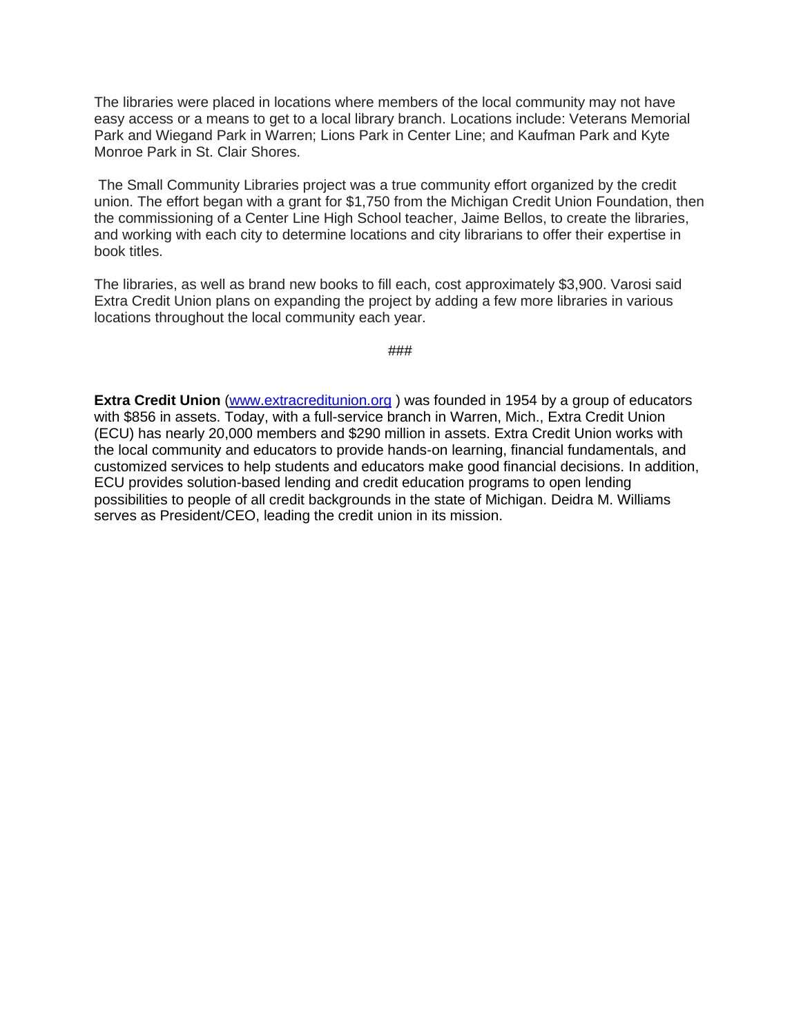The libraries were placed in locations where members of the local community may not have easy access or a means to get to a local library branch. Locations include: Veterans Memorial Park and Wiegand Park in Warren; Lions Park in Center Line; and Kaufman Park and Kyte Monroe Park in St. Clair Shores.

The Small Community Libraries project was a true community effort organized by the credit union. The effort began with a grant for $1,750 from the Michigan Credit Union Foundation, then the commissioning of a Center Line High School teacher, Jaime Bellos, to create the libraries, and working with each city to determine locations and city librarians to offer their expertise in book titles.

The libraries, as well as brand new books to fill each, cost approximately $3,900. Varosi said Extra Credit Union plans on expanding the project by adding a few more libraries in various locations throughout the local community each year.

###

**Extra Credit Union** ([www.extracreditunion.org](www.extracreditunion.org) ) was founded in 1954 by a group of educators with $856 in assets. Today, with a full-service branch in Warren, Mich., Extra Credit Union (ECU) has nearly 20,000 members and $290 million in assets. Extra Credit Union works with the local community and educators to provide hands-on learning, financial fundamentals, and customized services to help students and educators make good financial decisions. In addition, ECU provides solution-based lending and credit education programs to open lending possibilities to people of all credit backgrounds in the state of Michigan. Deidra M. Williams serves as President/CEO, leading the credit union in its mission.